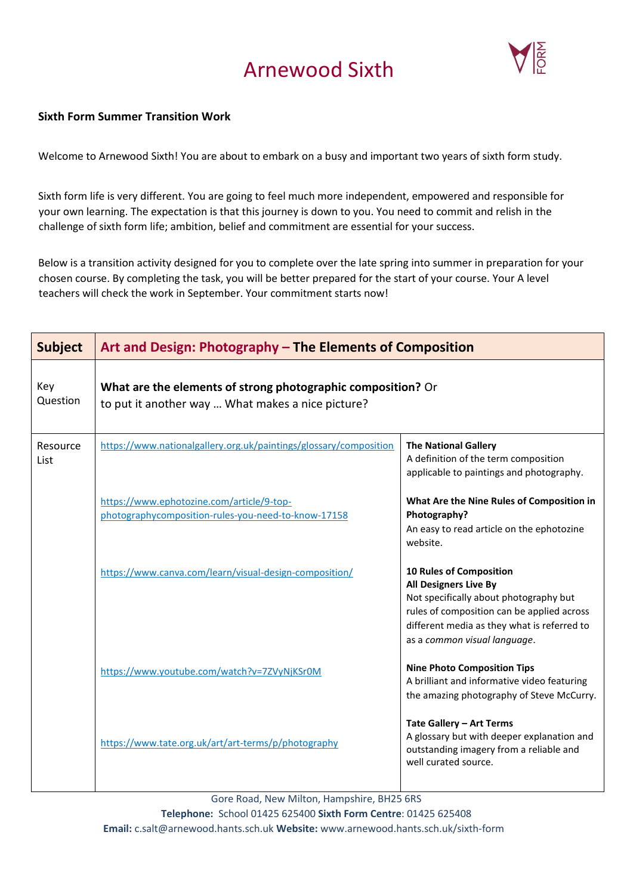# Arnewood Sixth

**Sixth Form Summer Transition Work**

Welcome to Arnewood Sixth! You are about to embark on a busy and important two years of sixth form study.

Sixth form life is very different. You are going to feel much more independent, empowered and responsible for your own learning. The expectation is that this journey is down to you. You need to commit and relish in the challenge of sixth form life; ambition, belief and commitment are essential for your success.

Below is a transition activity designed for you to complete over the late spring into summer in preparation for your chosen course. By completing the task, you will be better prepared for the start of your course. Your A level teachers will check the work in September. Your commitment starts now!

| **Subject** | **Art and Design: Photography – The Elements of Composition** | |
|---|---|---|
| Key Question | **What are the elements of strong photographic composition?** Or to put it another way … What makes a nice picture? | |
| Resource List | https://www.nationalgallery.org.uk/paintings/glossary/composition | **The National Gallery** A definition of the term composition applicable to paintings and photography. |
| | https://www.ephotozine.com/article/9-top-photographycomposition-rules-you-need-to-know-17158 | **What Are the Nine Rules of Composition in Photography?** An easy to read article on the ephotozine website. |
| | https://www.canva.com/learn/visual-design-composition/ | **10 Rules of Composition All Designers Live By** Not specifically about photography but rules of composition can be applied across different media as they what is referred to as a *common visual language*. |
| | https://www.youtube.com/watch?v=7ZVyNjKSr0M | **Nine Photo Composition Tips** A brilliant and informative video featuring the amazing photography of Steve McCurry. |
| | https://www.tate.org.uk/art/art-terms/p/photography | **Tate Gallery – Art Terms** A glossary but with deeper explanation and outstanding imagery from a reliable and well curated source. |

Gore Road, New Milton, Hampshire, BH25 6RS
**Telephone:** School 01425 625400 **Sixth Form Centre**: 01425 625408
**Email:** c.salt@arnewood.hants.sch.uk **Website:** www.arnewood.hants.sch.uk/sixth-form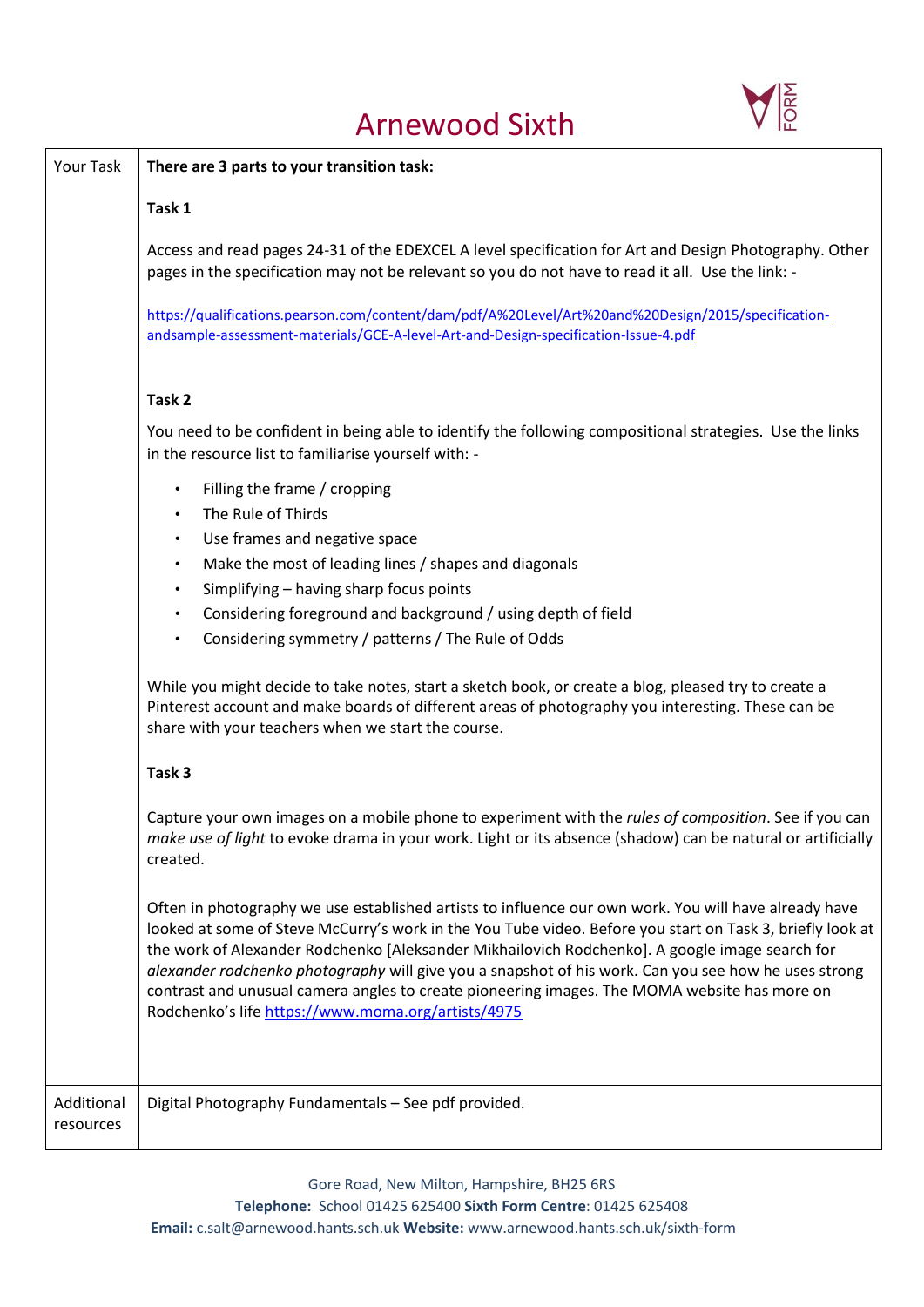**Your Task**

**There are 3 parts to your transition task:**

**Task 1**

Access and read pages 24-31 of the EDEXCEL A level specification for Art and Design Photography. Other pages in the specification may not be relevant so you do not have to read it all. Use the link: -

https://qualifications.pearson.com/content/dam/pdf/A%20Level/Art%20and%20Design/2015/specification-andsample-assessment-materials/GCE-A-level-Art-and-Design-specification-Issue-4.pdf

**Task 2**

You need to be confident in being able to identify the following compositional strategies. Use the links in the resource list to familiarise yourself with: -

- Filling the frame / cropping
- The Rule of Thirds
- Use frames and negative space
- Make the most of leading lines / shapes and diagonals
- Simplifying – having sharp focus points
- Considering foreground and background / using depth of field
- Considering symmetry / patterns / The Rule of Odds

While you might decide to take notes, start a sketch book, or create a blog, pleased try to create a Pinterest account and make boards of different areas of photography you interesting. These can be share with your teachers when we start the course.

**Task 3**

Capture your own images on a mobile phone to experiment with the *rules of composition*. See if you can *make use of light* to evoke drama in your work. Light or its absence (shadow) can be natural or artificially created.

Often in photography we use established artists to influence our own work. You will have already have looked at some of Steve McCurry's work in the You Tube video. Before you start on Task 3, briefly look at the work of Alexander Rodchenko [Aleksander Mikhailovich Rodchenko]. A google image search for *alexander rodchenko photography* will give you a snapshot of his work. Can you see how he uses strong contrast and unusual camera angles to create pioneering images. The MOMA website has more on Rodchenko's life https://www.moma.org/artists/4975

**Additional resources**

Digital Photography Fundamentals – See pdf provided.